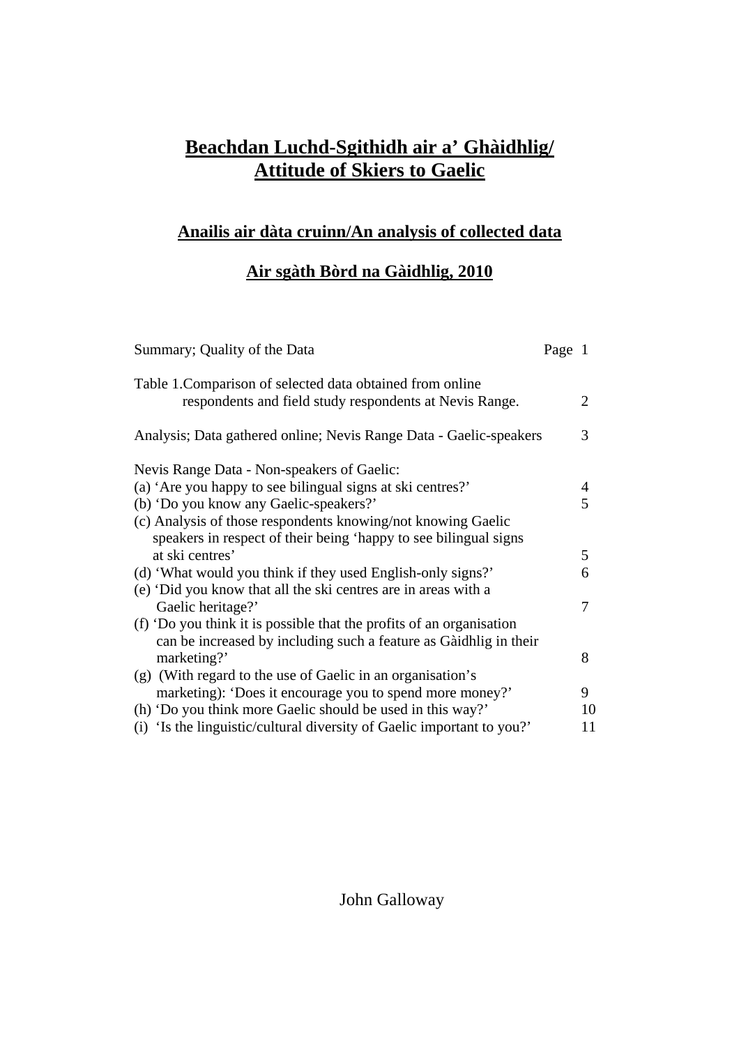# Beachdan Luchd-Sgithidh air a' Ghàidhlig/ Attitude of Skiers to Gaelic

## Anailis air dàta cruinn/An analysis of collected data

## Air sgàth Bòrd na Gàidhlig, 2010

| | Page |
|---|---|
| Summary; Quality of the Data | 1 |
| Table 1.Comparison of selected data obtained from online respondents and field study respondents at Nevis Range. | 2 |
| Analysis; Data gathered online; Nevis Range Data - Gaelic-speakers | 3 |
| Nevis Range Data - Non-speakers of Gaelic: | |
| (a) 'Are you happy to see bilingual signs at ski centres?' | 4 |
| (b) 'Do you know any Gaelic-speakers?' | 5 |
| (c) Analysis of those respondents knowing/not knowing Gaelic speakers in respect of their being 'happy to see bilingual signs at ski centres' | 5 |
| (d) 'What would you think if they used English-only signs?' | 6 |
| (e) 'Did you know that all the ski centres are in areas with a Gaelic heritage?' | 7 |
| (f) 'Do you think it is possible that the profits of an organisation can be increased by including such a feature as Gàidhlig in their marketing?' | 8 |
| (g) (With regard to the use of Gaelic in an organisation's marketing): 'Does it encourage you to spend more money?' | 9 |
| (h) 'Do you think more Gaelic should be used in this way?' | 10 |
| (i) 'Is the linguistic/cultural diversity of Gaelic important to you?' | 11 |

John Galloway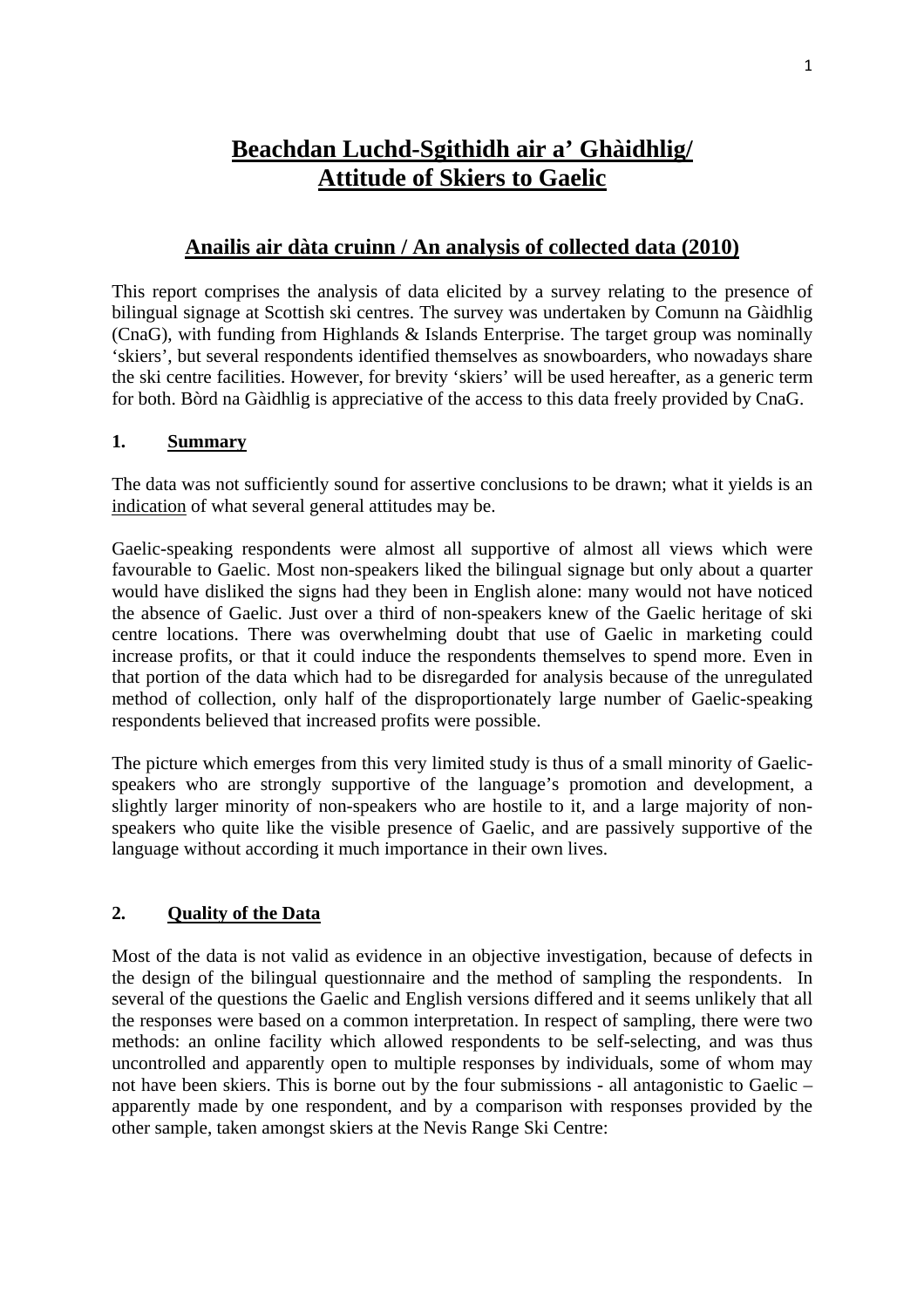# Beachdan Luchd-Sgithidh air a' Ghàidhlig/ Attitude of Skiers to Gaelic

## Anailis air dàta cruinn / An analysis of collected data (2010)

This report comprises the analysis of data elicited by a survey relating to the presence of bilingual signage at Scottish ski centres. The survey was undertaken by Comunn na Gàidhlig (CnaG), with funding from Highlands & Islands Enterprise. The target group was nominally 'skiers', but several respondents identified themselves as snowboarders, who nowadays share the ski centre facilities. However, for brevity 'skiers' will be used hereafter, as a generic term for both. Bòrd na Gàidhlig is appreciative of the access to this data freely provided by CnaG.

### 1. Summary

The data was not sufficiently sound for assertive conclusions to be drawn; what it yields is an indication of what several general attitudes may be.

Gaelic-speaking respondents were almost all supportive of almost all views which were favourable to Gaelic. Most non-speakers liked the bilingual signage but only about a quarter would have disliked the signs had they been in English alone: many would not have noticed the absence of Gaelic. Just over a third of non-speakers knew of the Gaelic heritage of ski centre locations. There was overwhelming doubt that use of Gaelic in marketing could increase profits, or that it could induce the respondents themselves to spend more. Even in that portion of the data which had to be disregarded for analysis because of the unregulated method of collection, only half of the disproportionately large number of Gaelic-speaking respondents believed that increased profits were possible.

The picture which emerges from this very limited study is thus of a small minority of Gaelic-speakers who are strongly supportive of the language's promotion and development, a slightly larger minority of non-speakers who are hostile to it, and a large majority of non-speakers who quite like the visible presence of Gaelic, and are passively supportive of the language without according it much importance in their own lives.

### 2. Quality of the Data

Most of the data is not valid as evidence in an objective investigation, because of defects in the design of the bilingual questionnaire and the method of sampling the respondents. In several of the questions the Gaelic and English versions differed and it seems unlikely that all the responses were based on a common interpretation. In respect of sampling, there were two methods: an online facility which allowed respondents to be self-selecting, and was thus uncontrolled and apparently open to multiple responses by individuals, some of whom may not have been skiers. This is borne out by the four submissions - all antagonistic to Gaelic – apparently made by one respondent, and by a comparison with responses provided by the other sample, taken amongst skiers at the Nevis Range Ski Centre: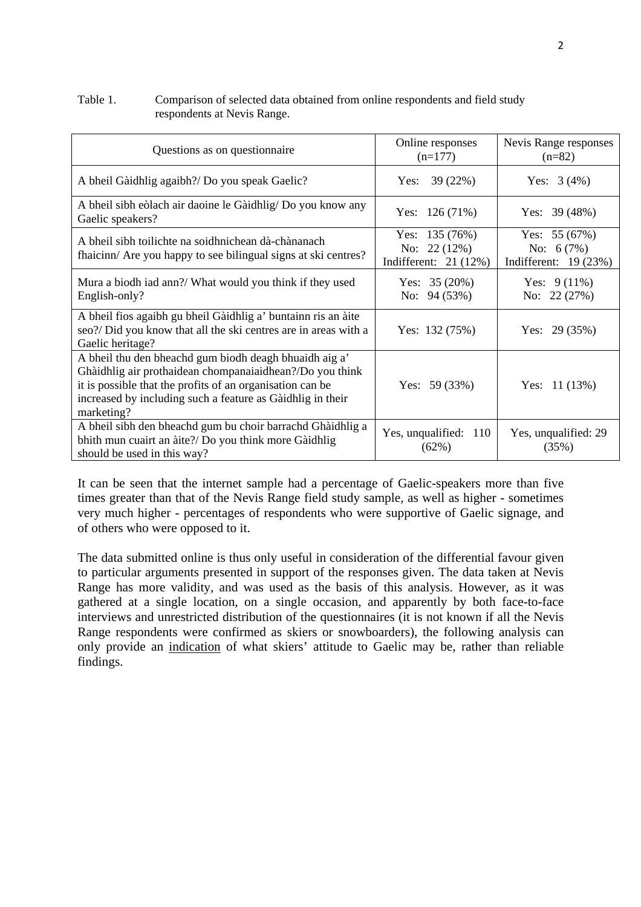Table 1. Comparison of selected data obtained from online respondents and field study respondents at Nevis Range.

| Questions as on questionnaire | Online responses (n=177) | Nevis Range responses (n=82) |
| --- | --- | --- |
| A bheil Gàidhlig agaibh?/ Do you speak Gaelic? | Yes: 39 (22%) | Yes: 3 (4%) |
| A bheil sibh eòlach air daoine le Gàidhlig/ Do you know any Gaelic speakers? | Yes: 126 (71%) | Yes: 39 (48%) |
| A bheil sibh toilichte na soidhnichean dà-chànanach fhaicinn/ Are you happy to see bilingual signs at ski centres? | Yes: 135 (76%)<br>No: 22 (12%)<br>Indifferent: 21 (12%) | Yes: 55 (67%)<br>No: 6 (7%)<br>Indifferent: 19 (23%) |
| Mura a biodh iad ann?/ What would you think if they used English-only? | Yes: 35 (20%)<br>No: 94 (53%) | Yes: 9 (11%)<br>No: 22 (27%) |
| A bheil fios agaibh gu bheil Gàidhlig a' buntainn ris an àite seo?/ Did you know that all the ski centres are in areas with a Gaelic heritage? | Yes: 132 (75%) | Yes: 29 (35%) |
| A bheil thu den bheachd gum biodh deagh bhuaidh aig a' Ghàidhlig air prothaidean chompanaiaidhean?/Do you think it is possible that the profits of an organisation can be increased by including such a feature as Gàidhlig in their marketing? | Yes: 59 (33%) | Yes: 11 (13%) |
| A bheil sibh den bheachd gum bu choir barrachd Ghàidhlig a bhith mun cuairt an àite?/ Do you think more Gàidhlig should be used in this way? | Yes, unqualified: 110 (62%) | Yes, unqualified: 29 (35%) |

It can be seen that the internet sample had a percentage of Gaelic-speakers more than five times greater than that of the Nevis Range field study sample, as well as higher - sometimes very much higher - percentages of respondents who were supportive of Gaelic signage, and of others who were opposed to it.

The data submitted online is thus only useful in consideration of the differential favour given to particular arguments presented in support of the responses given. The data taken at Nevis Range has more validity, and was used as the basis of this analysis. However, as it was gathered at a single location, on a single occasion, and apparently by both face-to-face interviews and unrestricted distribution of the questionnaires (it is not known if all the Nevis Range respondents were confirmed as skiers or snowboarders), the following analysis can only provide an <u>indication</u> of what skiers' attitude to Gaelic may be, rather than reliable findings.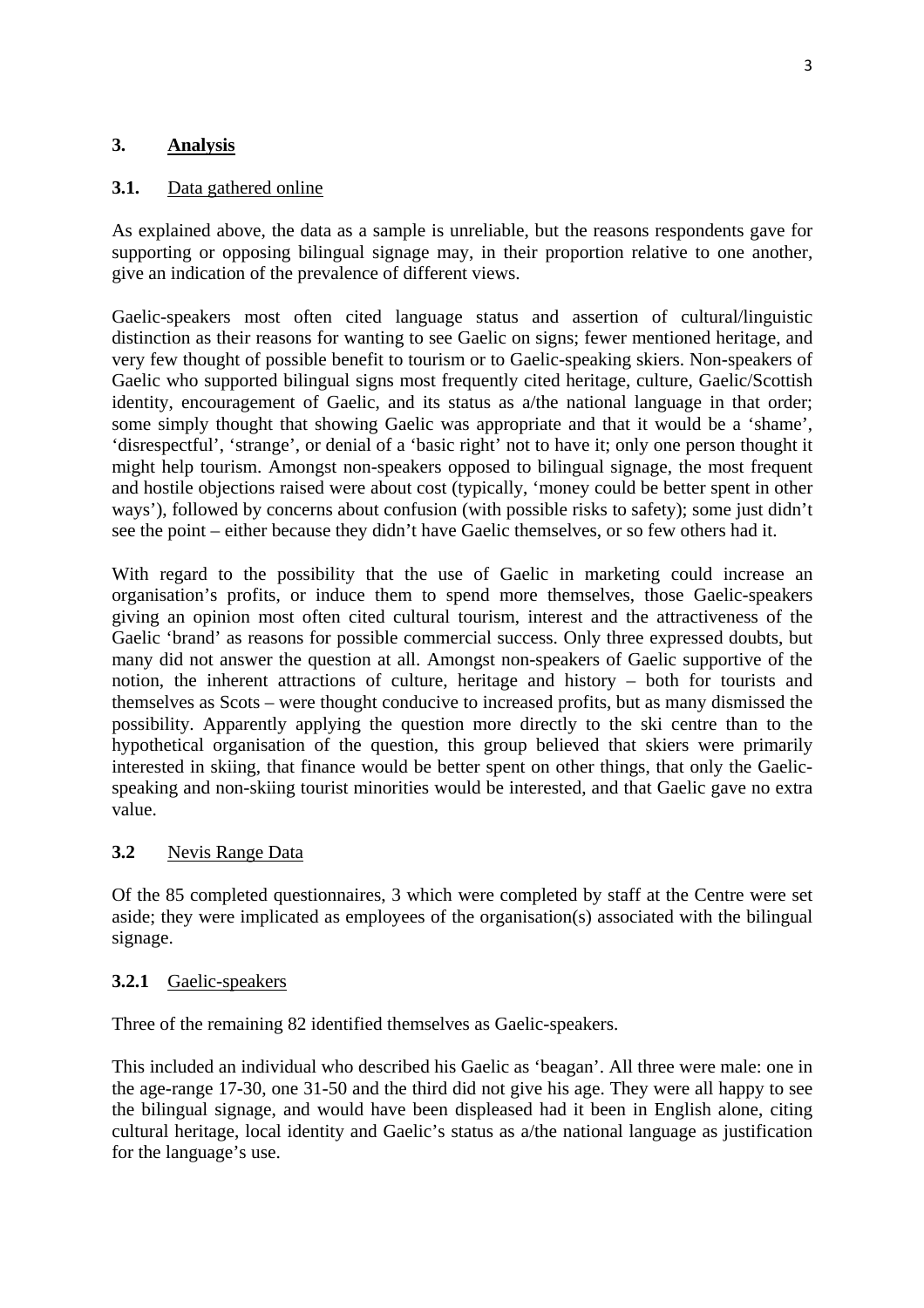## 3. Analysis

### 3.1. Data gathered online

As explained above, the data as a sample is unreliable, but the reasons respondents gave for supporting or opposing bilingual signage may, in their proportion relative to one another, give an indication of the prevalence of different views.

Gaelic-speakers most often cited language status and assertion of cultural/linguistic distinction as their reasons for wanting to see Gaelic on signs; fewer mentioned heritage, and very few thought of possible benefit to tourism or to Gaelic-speaking skiers. Non-speakers of Gaelic who supported bilingual signs most frequently cited heritage, culture, Gaelic/Scottish identity, encouragement of Gaelic, and its status as a/the national language in that order; some simply thought that showing Gaelic was appropriate and that it would be a 'shame', 'disrespectful', 'strange', or denial of a 'basic right' not to have it; only one person thought it might help tourism. Amongst non-speakers opposed to bilingual signage, the most frequent and hostile objections raised were about cost (typically, 'money could be better spent in other ways'), followed by concerns about confusion (with possible risks to safety); some just didn't see the point – either because they didn't have Gaelic themselves, or so few others had it.

With regard to the possibility that the use of Gaelic in marketing could increase an organisation's profits, or induce them to spend more themselves, those Gaelic-speakers giving an opinion most often cited cultural tourism, interest and the attractiveness of the Gaelic 'brand' as reasons for possible commercial success. Only three expressed doubts, but many did not answer the question at all. Amongst non-speakers of Gaelic supportive of the notion, the inherent attractions of culture, heritage and history – both for tourists and themselves as Scots – were thought conducive to increased profits, but as many dismissed the possibility. Apparently applying the question more directly to the ski centre than to the hypothetical organisation of the question, this group believed that skiers were primarily interested in skiing, that finance would be better spent on other things, that only the Gaelic-speaking and non-skiing tourist minorities would be interested, and that Gaelic gave no extra value.

### 3.2 Nevis Range Data

Of the 85 completed questionnaires, 3 which were completed by staff at the Centre were set aside; they were implicated as employees of the organisation(s) associated with the bilingual signage.

#### 3.2.1 Gaelic-speakers

Three of the remaining 82 identified themselves as Gaelic-speakers.

This included an individual who described his Gaelic as 'beagan'. All three were male: one in the age-range 17-30, one 31-50 and the third did not give his age. They were all happy to see the bilingual signage, and would have been displeased had it been in English alone, citing cultural heritage, local identity and Gaelic's status as a/the national language as justification for the language's use.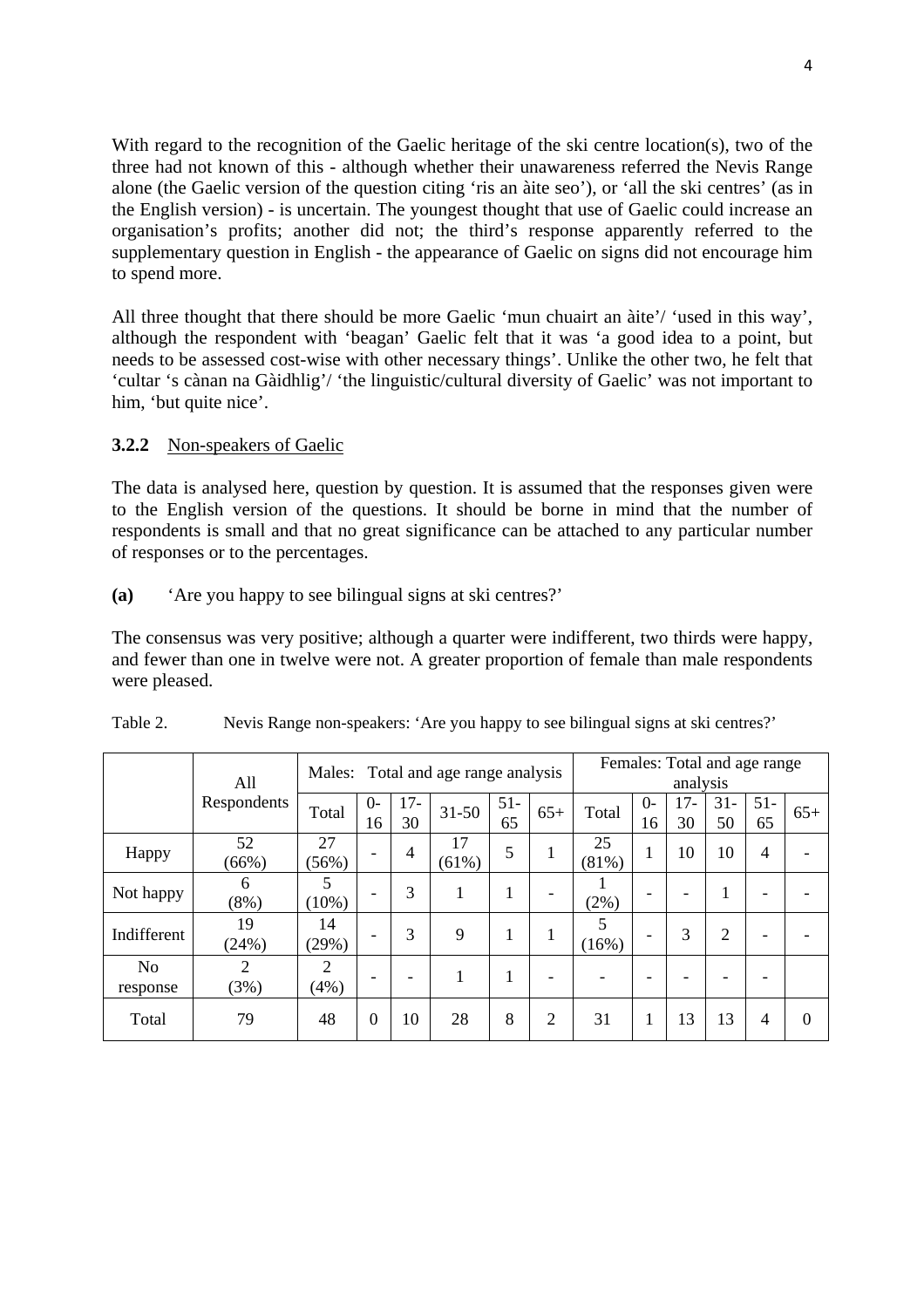With regard to the recognition of the Gaelic heritage of the ski centre location(s), two of the three had not known of this - although whether their unawareness referred the Nevis Range alone (the Gaelic version of the question citing 'ris an àite seo'), or 'all the ski centres' (as in the English version) - is uncertain. The youngest thought that use of Gaelic could increase an organisation's profits; another did not; the third's response apparently referred to the supplementary question in English - the appearance of Gaelic on signs did not encourage him to spend more.

All three thought that there should be more Gaelic 'mun chuairt an àite'/ 'used in this way', although the respondent with 'beagan' Gaelic felt that it was 'a good idea to a point, but needs to be assessed cost-wise with other necessary things'. Unlike the other two, he felt that 'cultar 's cànan na Gàidhlig'/ 'the linguistic/cultural diversity of Gaelic' was not important to him, 'but quite nice'.

### **3.2.2** Non-speakers of Gaelic

The data is analysed here, question by question. It is assumed that the responses given were to the English version of the questions. It should be borne in mind that the number of respondents is small and that no great significance can be attached to any particular number of responses or to the percentages.

**(a)** 'Are you happy to see bilingual signs at ski centres?'

The consensus was very positive; although a quarter were indifferent, two thirds were happy, and fewer than one in twelve were not. A greater proportion of female than male respondents were pleased.

Table 2. Nevis Range non-speakers: 'Are you happy to see bilingual signs at ski centres?'

| | All Respondents | Males: Total and age range analysis | | | | | | Females: Total and age range analysis | | | | | |
|---|---|---|---|---|---|---|---|---|---|---|---|---|---|
| | | Total | 0-16 | 17-30 | 31-50 | 51-65 | 65+ | Total | 0-16 | 17-30 | 31-50 | 51-65 | 65+ |
| Happy | 52 (66%) | 27 (56%) | - | 4 | 17 (61%) | 5 | 1 | 25 (81%) | 1 | 10 | 10 | 4 | - |
| Not happy | 6 (8%) | 5 (10%) | - | 3 | 1 | 1 | - | 1 (2%) | - | - | 1 | - | - |
| Indifferent | 19 (24%) | 14 (29%) | - | 3 | 9 | 1 | 1 | 5 (16%) | - | 3 | 2 | - | - |
| No response | 2 (3%) | 2 (4%) | - | - | 1 | 1 | - | - | - | - | - | - | |
| Total | 79 | 48 | 0 | 10 | 28 | 8 | 2 | 31 | 1 | 13 | 13 | 4 | 0 |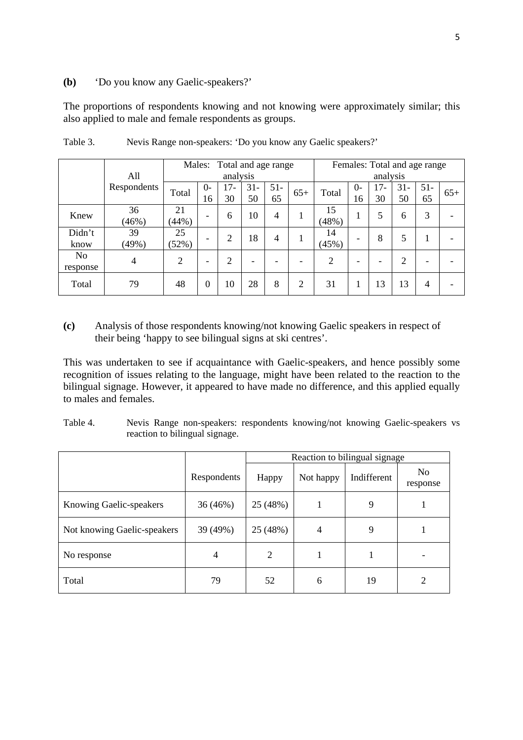**(b)** 'Do you know any Gaelic-speakers?'

The proportions of respondents knowing and not knowing were approximately similar; this also applied to male and female respondents as groups.

Table 3. Nevis Range non-speakers: 'Do you know any Gaelic speakers?'

| | All Respondents | Males: Total and age range analysis | | | | | | Females: Total and age range analysis | | | | | |
|---|---|---|---|---|---|---|---|---|---|---|---|---|---|
| | | Total | 0-16 | 17-30 | 31-50 | 51-65 | 65+ | Total | 0-16 | 17-30 | 31-50 | 51-65 | 65+ |
| Knew | 36 (46%) | 21 (44%) | - | 6 | 10 | 4 | 1 | 15 (48%) | 1 | 5 | 6 | 3 | - |
| Didn't know | 39 (49%) | 25 (52%) | - | 2 | 18 | 4 | 1 | 14 (45%) | - | 8 | 5 | 1 | - |
| No response | 4 | 2 | - | 2 | - | - | - | 2 | - | - | 2 | - | - |
| Total | 79 | 48 | 0 | 10 | 28 | 8 | 2 | 31 | 1 | 13 | 13 | 4 | - |

**(c)** Analysis of those respondents knowing/not knowing Gaelic speakers in respect of their being 'happy to see bilingual signs at ski centres'.

This was undertaken to see if acquaintance with Gaelic-speakers, and hence possibly some recognition of issues relating to the language, might have been related to the reaction to the bilingual signage. However, it appeared to have made no difference, and this applied equally to males and females.

Table 4. Nevis Range non-speakers: respondents knowing/not knowing Gaelic-speakers vs reaction to bilingual signage.

| | Respondents | Reaction to bilingual signage | | | |
|---|---|---|---|---|---|
| | | Happy | Not happy | Indifferent | No response |
| Knowing Gaelic-speakers | 36 (46%) | 25 (48%) | 1 | 9 | 1 |
| Not knowing Gaelic-speakers | 39 (49%) | 25 (48%) | 4 | 9 | 1 |
| No response | 4 | 2 | 1 | 1 | - |
| Total | 79 | 52 | 6 | 19 | 2 |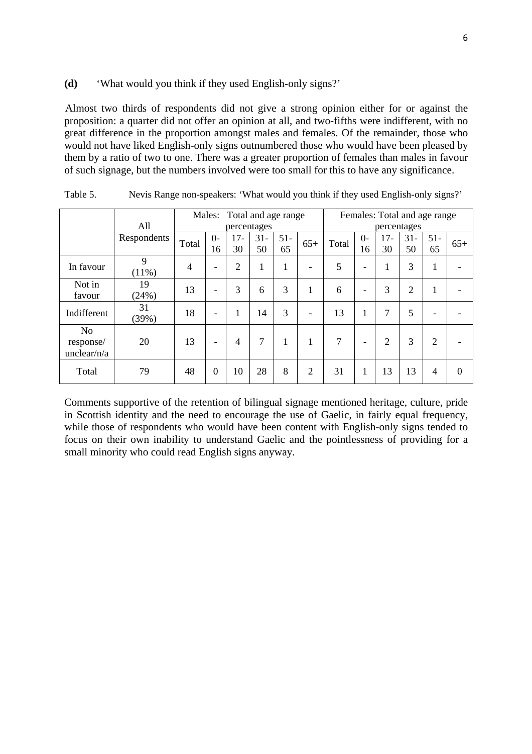**(d)** 'What would you think if they used English-only signs?'

Almost two thirds of respondents did not give a strong opinion either for or against the proposition: a quarter did not offer an opinion at all, and two-fifths were indifferent, with no great difference in the proportion amongst males and females. Of the remainder, those who would not have liked English-only signs outnumbered those who would have been pleased by them by a ratio of two to one. There was a greater proportion of females than males in favour of such signage, but the numbers involved were too small for this to have any significance.

Table 5. Nevis Range non-speakers: 'What would you think if they used English-only signs?'

| | All Respondents | Males: Total and age range percentages | | | | | | Females: Total and age range percentages | | | | | |
|---|---|---|---|---|---|---|---|---|---|---|---|---|---|
| | | Total | 0-16 | 17-30 | 31-50 | 51-65 | 65+ | Total | 0-16 | 17-30 | 31-50 | 51-65 | 65+ |
| In favour | 9 (11%) | 4 | - | 2 | 1 | 1 | - | 5 | - | 1 | 3 | 1 | - |
| Not in favour | 19 (24%) | 13 | - | 3 | 6 | 3 | 1 | 6 | - | 3 | 2 | 1 | - |
| Indifferent | 31 (39%) | 18 | - | 1 | 14 | 3 | - | 13 | 1 | 7 | 5 | - | - |
| No response/ unclear/n/a | 20 | 13 | - | 4 | 7 | 1 | 1 | 7 | - | 2 | 3 | 2 | - |
| Total | 79 | 48 | 0 | 10 | 28 | 8 | 2 | 31 | 1 | 13 | 13 | 4 | 0 |

Comments supportive of the retention of bilingual signage mentioned heritage, culture, pride in Scottish identity and the need to encourage the use of Gaelic, in fairly equal frequency, while those of respondents who would have been content with English-only signs tended to focus on their own inability to understand Gaelic and the pointlessness of providing for a small minority who could read English signs anyway.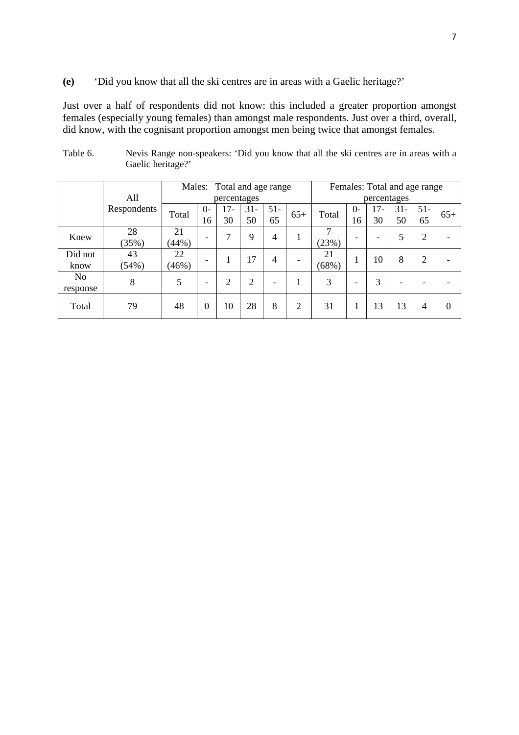**(e)** ‘Did you know that all the ski centres are in areas with a Gaelic heritage?’

Just over a half of respondents did not know: this included a greater proportion amongst females (especially young females) than amongst male respondents. Just over a third, overall, did know, with the cognisant proportion amongst men being twice that amongst females.

Table 6. Nevis Range non-speakers: ‘Did you know that all the ski centres are in areas with a Gaelic heritage?’

| | All Respondents | Males: Total and age range percentages | | | | | | Females: Total and age range percentages | | | | | |
|---|---|---|---|---|---|---|---|---|---|---|---|---|---|
| | | Total | 0-16 | 17-30 | 31-50 | 51-65 | 65+ | Total | 0-16 | 17-30 | 31-50 | 51-65 | 65+ |
| Knew | 28 (35%) | 21 (44%) | - | 7 | 9 | 4 | 1 | 7 (23%) | - | - | 5 | 2 | - |
| Did not know | 43 (54%) | 22 (46%) | - | 1 | 17 | 4 | - | 21 (68%) | 1 | 10 | 8 | 2 | - |
| No response | 8 | 5 | - | 2 | 2 | - | 1 | 3 | - | 3 | - | - | - |
| Total | 79 | 48 | 0 | 10 | 28 | 8 | 2 | 31 | 1 | 13 | 13 | 4 | 0 |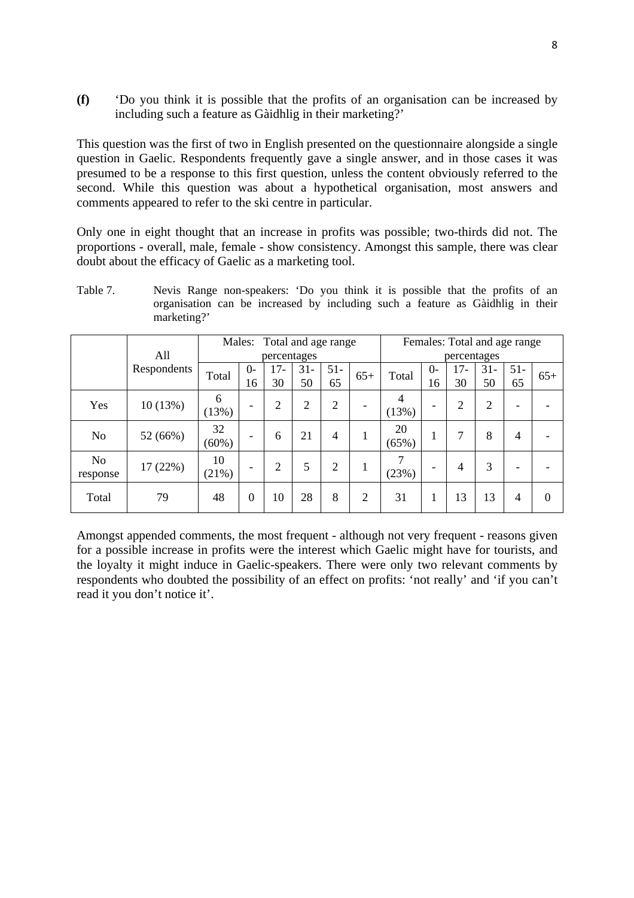**(f)** 'Do you think it is possible that the profits of an organisation can be increased by including such a feature as Gàidhlig in their marketing?'

This question was the first of two in English presented on the questionnaire alongside a single question in Gaelic. Respondents frequently gave a single answer, and in those cases it was presumed to be a response to this first question, unless the content obviously referred to the second. While this question was about a hypothetical organisation, most answers and comments appeared to refer to the ski centre in particular.

Only one in eight thought that an increase in profits was possible; two-thirds did not. The proportions - overall, male, female - show consistency. Amongst this sample, there was clear doubt about the efficacy of Gaelic as a marketing tool.

Table 7. Nevis Range non-speakers: 'Do you think it is possible that the profits of an organisation can be increased by including such a feature as Gàidhlig in their marketing?'

| | All Respondents | Males: Total and age range percentages | | | | | | Females: Total and age range percentages | | | | | |
|---|---|---|---|---|---|---|---|---|---|---|---|---|---|
| | | Total | 0-16 | 17-30 | 31-50 | 51-65 | 65+ | Total | 0-16 | 17-30 | 31-50 | 51-65 | 65+ |
| Yes | 10 (13%) | 6 (13%) | - | 2 | 2 | 2 | - | 4 (13%) | - | 2 | 2 | - | - |
| No | 52 (66%) | 32 (60%) | - | 6 | 21 | 4 | 1 | 20 (65%) | 1 | 7 | 8 | 4 | - |
| No response | 17 (22%) | 10 (21%) | - | 2 | 5 | 2 | 1 | 7 (23%) | - | 4 | 3 | - | - |
| Total | 79 | 48 | 0 | 10 | 28 | 8 | 2 | 31 | 1 | 13 | 13 | 4 | 0 |

Amongst appended comments, the most frequent - although not very frequent - reasons given for a possible increase in profits were the interest which Gaelic might have for tourists, and the loyalty it might induce in Gaelic-speakers. There were only two relevant comments by respondents who doubted the possibility of an effect on profits: 'not really' and 'if you can't read it you don't notice it'.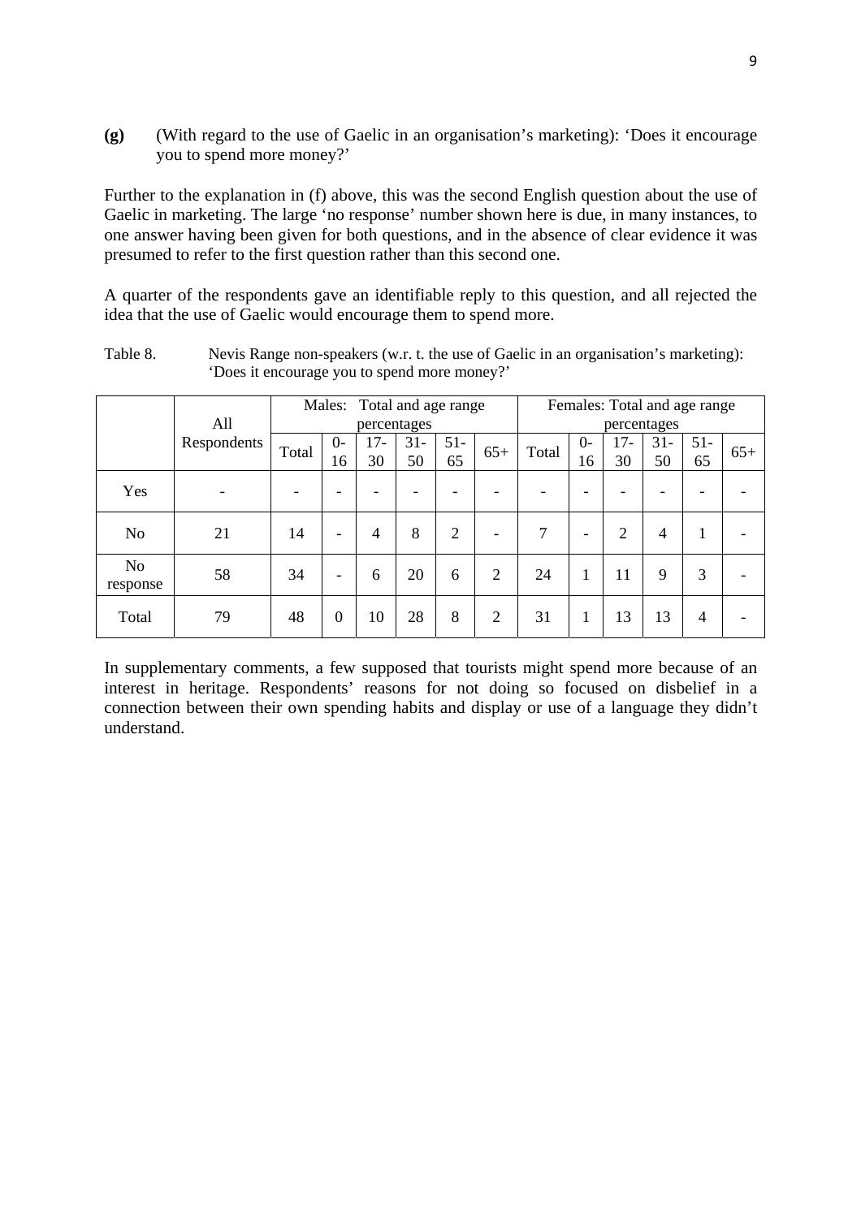**(g)** (With regard to the use of Gaelic in an organisation's marketing): 'Does it encourage you to spend more money?'

Further to the explanation in (f) above, this was the second English question about the use of Gaelic in marketing. The large 'no response' number shown here is due, in many instances, to one answer having been given for both questions, and in the absence of clear evidence it was presumed to refer to the first question rather than this second one.

A quarter of the respondents gave an identifiable reply to this question, and all rejected the idea that the use of Gaelic would encourage them to spend more.

Table 8. Nevis Range non-speakers (w.r. t. the use of Gaelic in an organisation's marketing): 'Does it encourage you to spend more money?'

| | All Respondents | Males: Total and age range percentages | | | | | | Females: Total and age range percentages | | | | | |
|---|---|---|---|---|---|---|---|---|---|---|---|---|---|
| | | Total | 0-16 | 17-30 | 31-50 | 51-65 | 65+ | Total | 0-16 | 17-30 | 31-50 | 51-65 | 65+ |
| Yes | - | - | - | - | - | - | - | - | - | - | - | - | - |
| No | 21 | 14 | - | 4 | 8 | 2 | - | 7 | - | 2 | 4 | 1 | - |
| No response | 58 | 34 | - | 6 | 20 | 6 | 2 | 24 | 1 | 11 | 9 | 3 | - |
| Total | 79 | 48 | 0 | 10 | 28 | 8 | 2 | 31 | 1 | 13 | 13 | 4 | - |

In supplementary comments, a few supposed that tourists might spend more because of an interest in heritage. Respondents' reasons for not doing so focused on disbelief in a connection between their own spending habits and display or use of a language they didn't understand.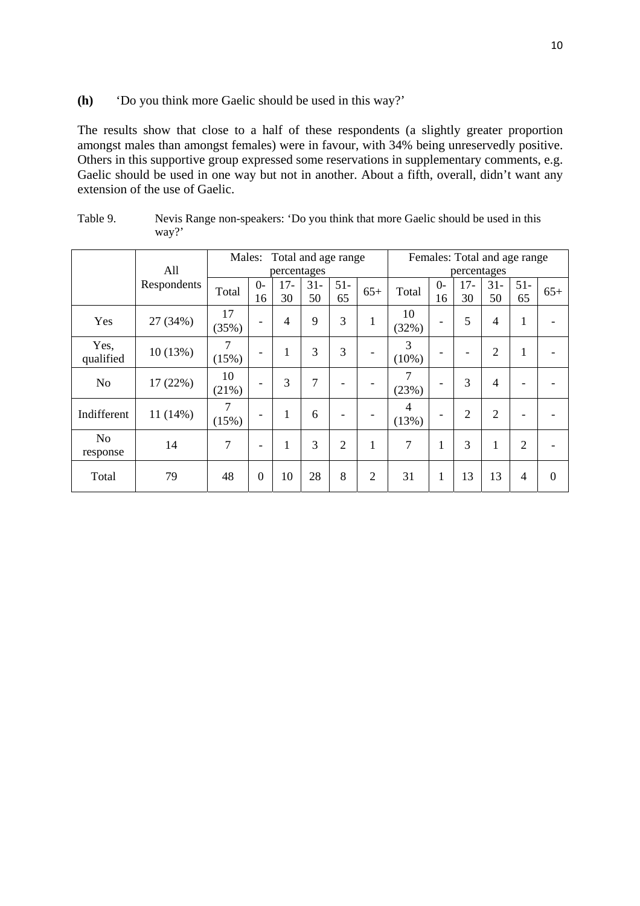**(h)** 'Do you think more Gaelic should be used in this way?'

The results show that close to a half of these respondents (a slightly greater proportion amongst males than amongst females) were in favour, with 34% being unreservedly positive. Others in this supportive group expressed some reservations in supplementary comments, e.g. Gaelic should be used in one way but not in another. About a fifth, overall, didn't want any extension of the use of Gaelic.

Table 9. Nevis Range non-speakers: 'Do you think that more Gaelic should be used in this way?'

| | All Respondents | Males: Total and age range percentages | | | | | | Females: Total and age range percentages | | | | | |
|---|---|---|---|---|---|---|---|---|---|---|---|---|---|
| | | Total | 0-16 | 17-30 | 31-50 | 51-65 | 65+ | Total | 0-16 | 17-30 | 31-50 | 51-65 | 65+ |
| Yes | 27 (34%) | 17 (35%) | - | 4 | 9 | 3 | 1 | 10 (32%) | - | 5 | 4 | 1 | - |
| Yes, qualified | 10 (13%) | 7 (15%) | - | 1 | 3 | 3 | - | 3 (10%) | - | - | 2 | 1 | - |
| No | 17 (22%) | 10 (21%) | - | 3 | 7 | - | - | 7 (23%) | - | 3 | 4 | - | - |
| Indifferent | 11 (14%) | 7 (15%) | - | 1 | 6 | - | - | 4 (13%) | - | 2 | 2 | - | - |
| No response | 14 | 7 | - | 1 | 3 | 2 | 1 | 7 | 1 | 3 | 1 | 2 | - |
| Total | 79 | 48 | 0 | 10 | 28 | 8 | 2 | 31 | 1 | 13 | 13 | 4 | 0 |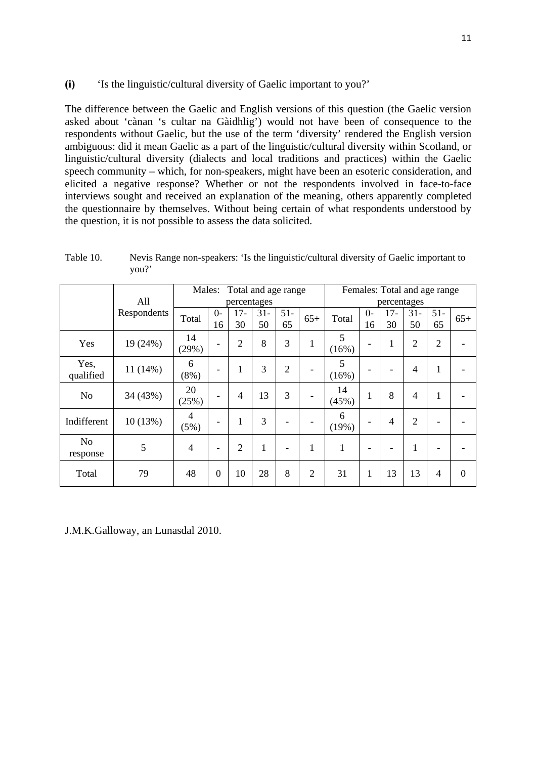**(i)** ‘Is the linguistic/cultural diversity of Gaelic important to you?’

The difference between the Gaelic and English versions of this question (the Gaelic version asked about ‘cànan ‘s cultar na Gàidhlig’) would not have been of consequence to the respondents without Gaelic, but the use of the term ‘diversity’ rendered the English version ambiguous: did it mean Gaelic as a part of the linguistic/cultural diversity within Scotland, or linguistic/cultural diversity (dialects and local traditions and practices) within the Gaelic speech community – which, for non-speakers, might have been an esoteric consideration, and elicited a negative response? Whether or not the respondents involved in face-to-face interviews sought and received an explanation of the meaning, others apparently completed the questionnaire by themselves. Without being certain of what respondents understood by the question, it is not possible to assess the data solicited.

Table 10. Nevis Range non-speakers: ‘Is the linguistic/cultural diversity of Gaelic important to you?’

| | All Respondents | Males: Total and age range percentages | | | | | | Females: Total and age range percentages | | | | | |
|---|---|---|---|---|---|---|---|---|---|---|---|---|---|
| | | Total | 0-16 | 17-30 | 31-50 | 51-65 | 65+ | Total | 0-16 | 17-30 | 31-50 | 51-65 | 65+ |
| Yes | 19 (24%) | 14 (29%) | - | 2 | 8 | 3 | 1 | 5 (16%) | - | 1 | 2 | 2 | - |
| Yes, qualified | 11 (14%) | 6 (8%) | - | 1 | 3 | 2 | - | 5 (16%) | - | - | 4 | 1 | - |
| No | 34 (43%) | 20 (25%) | - | 4 | 13 | 3 | - | 14 (45%) | 1 | 8 | 4 | 1 | - |
| Indifferent | 10 (13%) | 4 (5%) | - | 1 | 3 | - | - | 6 (19%) | - | 4 | 2 | - | - |
| No response | 5 | 4 | - | 2 | 1 | - | 1 | 1 | - | - | 1 | - | - |
| Total | 79 | 48 | 0 | 10 | 28 | 8 | 2 | 31 | 1 | 13 | 13 | 4 | 0 |

J.M.K.Galloway, an Lunasdal 2010.